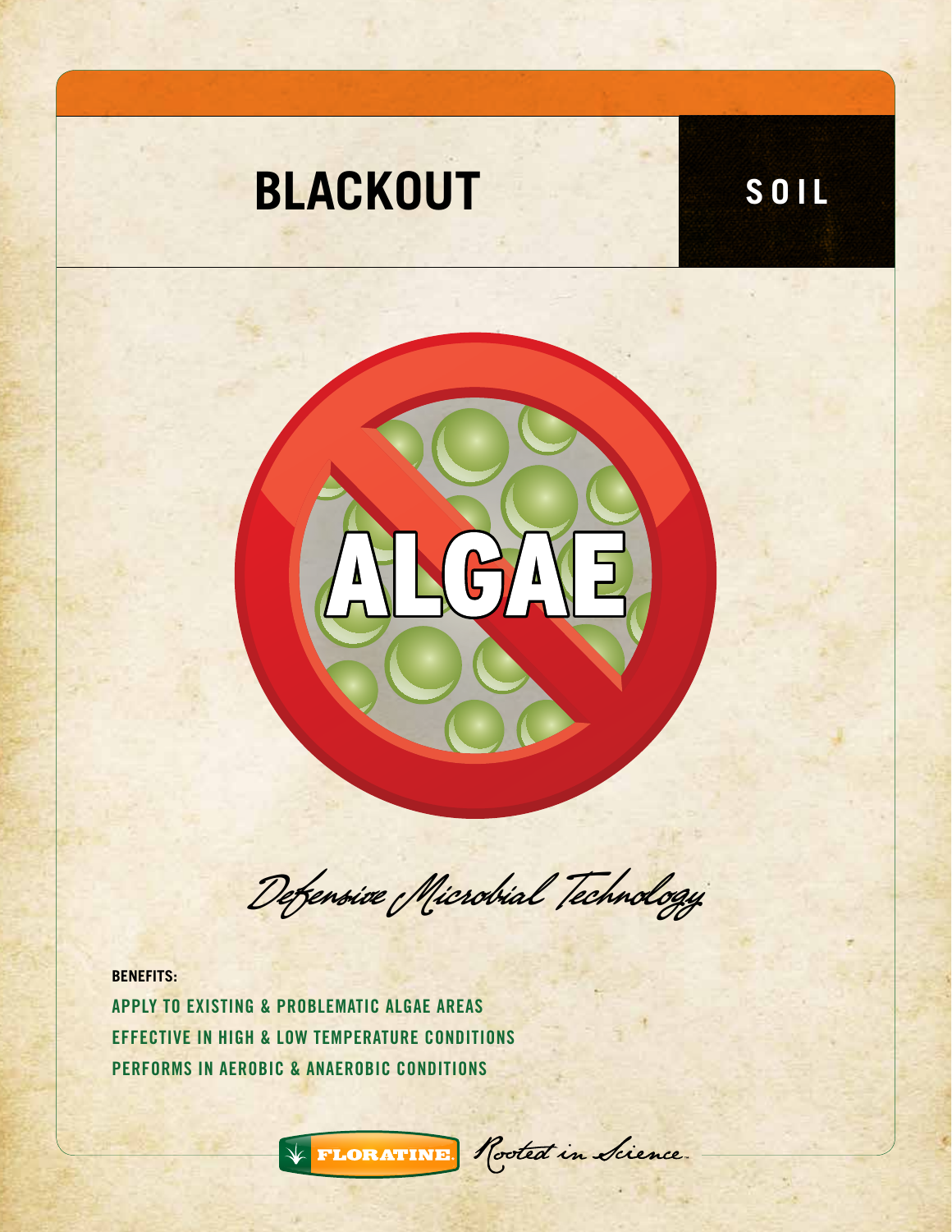# BLACKOUT

SOIL

ALGAE

*Defensive Microbial Technology*

**BENEFITS:**

APPLY TO EXISTING & PROBLEMATIC ALGAE AREAS

EFFECTIVE IN HIGH & LOW TEMPERATURE CONDITIONS

PERFORMS IN AEROBIC & ANAEROBIC CONDITIONS

FLORATINE *Rooted in Science*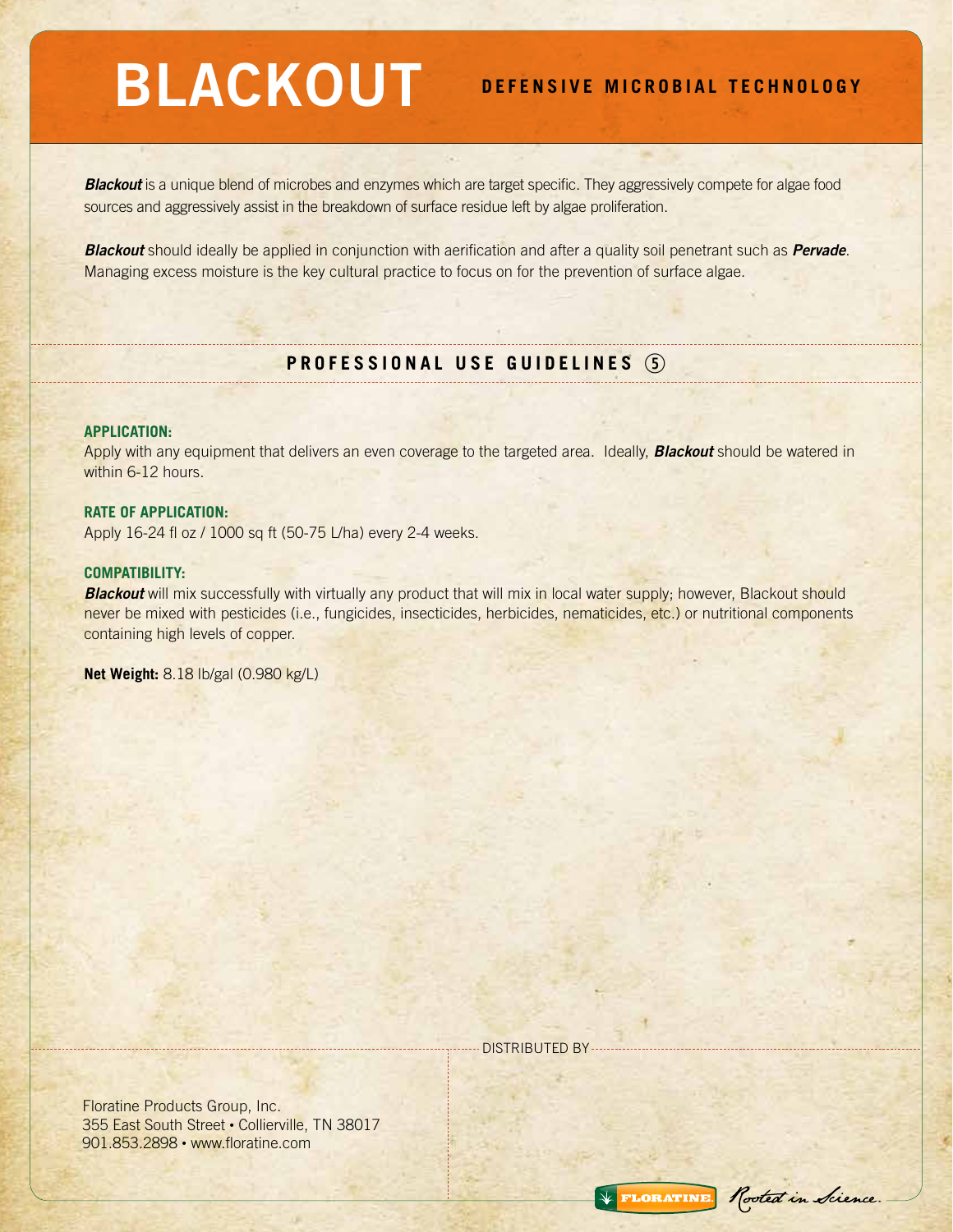# BLACKOUT

**DEFENSIVE MICROBIAL TECHNOLOGY**

***Blackout*** is a unique blend of microbes and enzymes which are target specific. They aggressively compete for algae food sources and aggressively assist in the breakdown of surface residue left by algae proliferation.

***Blackout*** should ideally be applied in conjunction with aerification and after a quality soil penetrant such as ***Pervade***. Managing excess moisture is the key cultural practice to focus on for the prevention of surface algae.

## PROFESSIONAL USE GUIDELINES ⑤

**APPLICATION:**
Apply with any equipment that delivers an even coverage to the targeted area. Ideally, ***Blackout*** should be watered in within 6-12 hours.

**RATE OF APPLICATION:**
Apply 16-24 fl oz / 1000 sq ft (50-75 L/ha) every 2-4 weeks.

**COMPATIBILITY:**
***Blackout*** will mix successfully with virtually any product that will mix in local water supply; however, Blackout should never be mixed with pesticides (i.e., fungicides, insecticides, herbicides, nematicides, etc.) or nutritional components containing high levels of copper.

**Net Weight:** 8.18 lb/gal (0.980 kg/L)

DISTRIBUTED BY

Floratine Products Group, Inc.
355 East South Street • Collierville, TN 38017
901.853.2898 • www.floratine.com

FLORATINE Rooted in Science.